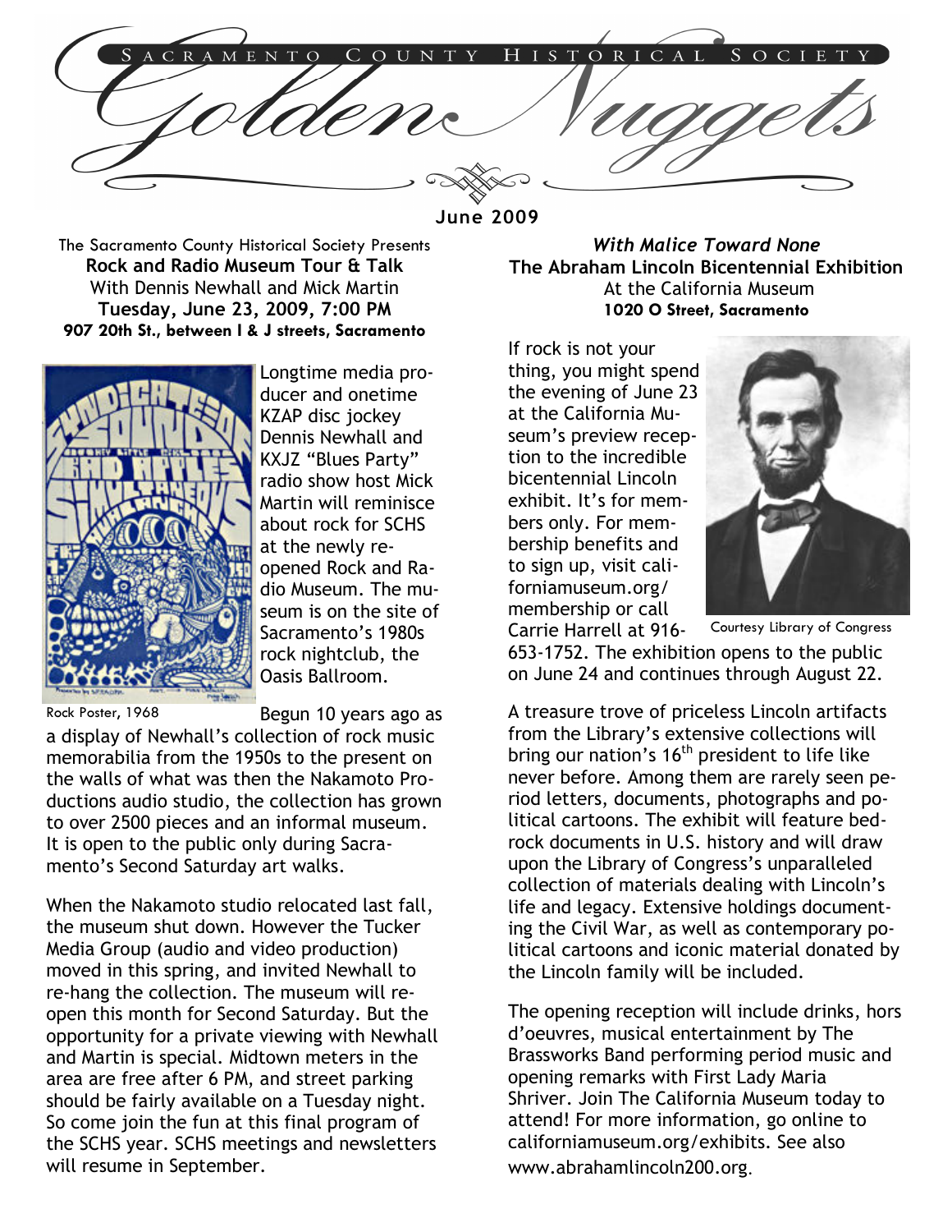# Sacramento County Historical Society

# Golden Nuggets

**June 2009**

The Sacramento County Historical Society Presents

## Rock and Radio Museum Tour & Talk

With Dennis Newhall and Mick Martin

**Tuesday, June 23, 2009, 7:00 PM**

**907 20th St., between I & J streets, Sacramento**

Rock Poster, 1968

Longtime media producer and onetime KZAP disc jockey Dennis Newhall and KXJZ "Blues Party" radio show host Mick Martin will reminisce about rock for SCHS at the newly reopened Rock and Radio Museum. The museum is on the site of Sacramento's 1980s rock nightclub, the Oasis Ballroom.

Begun 10 years ago as a display of Newhall's collection of rock music memorabilia from the 1950s to the present on the walls of what was then the Nakamoto Productions audio studio, the collection has grown to over 2500 pieces and an informal museum. It is open to the public only during Sacramento's Second Saturday art walks.

When the Nakamoto studio relocated last fall, the museum shut down. However the Tucker Media Group (audio and video production) moved in this spring, and invited Newhall to re-hang the collection. The museum will reopen this month for Second Saturday. But the opportunity for a private viewing with Newhall and Martin is special. Midtown meters in the area are free after 6 PM, and street parking should be fairly available on a Tuesday night. So come join the fun at this final program of the SCHS year. SCHS meetings and newsletters will resume in September.

## *With Malice Toward None*
## The Abraham Lincoln Bicentennial Exhibition

At the California Museum

**1020 O Street, Sacramento**

If rock is not your thing, you might spend the evening of June 23 at the California Museum's preview reception to the incredible bicentennial Lincoln exhibit. It's for members only. For membership benefits and to sign up, visit californiamuseum.org/membership or call Carrie Harrell at 916-653-1752. The exhibition opens to the public on June 24 and continues through August 22.

Courtesy Library of Congress

A treasure trove of priceless Lincoln artifacts from the Library's extensive collections will bring our nation's 16th president to life like never before. Among them are rarely seen period letters, documents, photographs and political cartoons. The exhibit will feature bedrock documents in U.S. history and will draw upon the Library of Congress's unparalleled collection of materials dealing with Lincoln's life and legacy. Extensive holdings documenting the Civil War, as well as contemporary political cartoons and iconic material donated by the Lincoln family will be included.

The opening reception will include drinks, hors d'oeuvres, musical entertainment by The Brassworks Band performing period music and opening remarks with First Lady Maria Shriver. Join The California Museum today to attend! For more information, go online to californiamuseum.org/exhibits. See also www.abrahamlincoln200.org.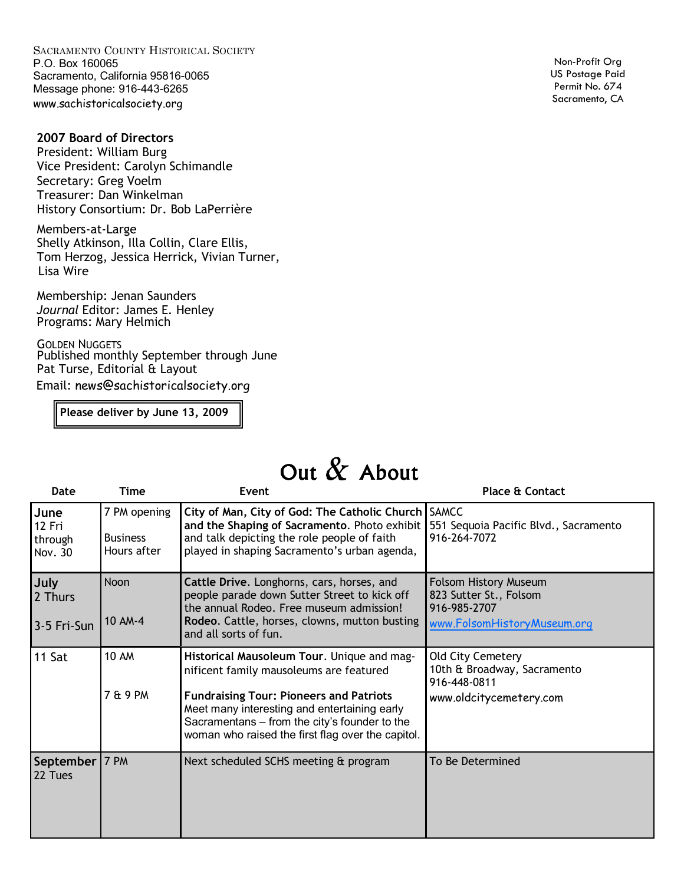SACRAMENTO COUNTY HISTORICAL SOCIETY
P.O. Box 160065
Sacramento, California 95816-0065
Message phone: 916-443-6265
www.sachistoricalsociety.org

Non-Profit Org
US Postage Paid
Permit No. 674
Sacramento, CA

**2007 Board of Directors**
President: William Burg
Vice President: Carolyn Schimandle
Secretary: Greg Voelm
Treasurer: Dan Winkelman
History Consortium: Dr. Bob LaPerrière

Members-at-Large
Shelly Atkinson, Illa Collin, Clare Ellis,
Tom Herzog, Jessica Herrick, Vivian Turner,
Lisa Wire

Membership: Jenan Saunders
*Journal* Editor: James E. Henley
Programs: Mary Helmich

GOLDEN NUGGETS
Published monthly September through June
Pat Turse, Editorial & Layout
Email: news@sachistoricalsociety.org

**Please deliver by June 13, 2009**

# Out & About

| Date | Time | Event | Place & Contact |
|---|---|---|---|
| **June** 12 Fri through Nov. 30 | 7 PM opening<br><br>Business Hours after | **City of Man, City of God: The Catholic Church and the Shaping of Sacramento**. Photo exhibit and talk depicting the role people of faith played in shaping Sacramento's urban agenda, | SAMCC<br>551 Sequoia Pacific Blvd., Sacramento<br>916-264-7072 |
| **July** 2 Thurs<br><br>3-5 Fri-Sun | Noon<br><br>10 AM-4 | **Cattle Drive**. Longhorns, cars, horses, and people parade down Sutter Street to kick off the annual Rodeo. Free museum admission!<br>**Rodeo**. Cattle, horses, clowns, mutton busting and all sorts of fun. | Folsom History Museum<br>823 Sutter St., Folsom<br>916-985-2707<br>www.FolsomHistoryMuseum.org |
| 11 Sat | 10 AM<br><br>7 & 9 PM | **Historical Mausoleum Tour**. Unique and magnificent family mausoleums are featured<br><br>**Fundraising Tour: Pioneers and Patriots** Meet many interesting and entertaining early Sacramentans – from the city's founder to the woman who raised the first flag over the capitol. | Old City Cemetery<br>10th & Broadway, Sacramento<br>916-448-0811<br>www.oldcitycemetery.com |
| **September** 22 Tues | 7 PM | Next scheduled SCHS meeting & program | To Be Determined |